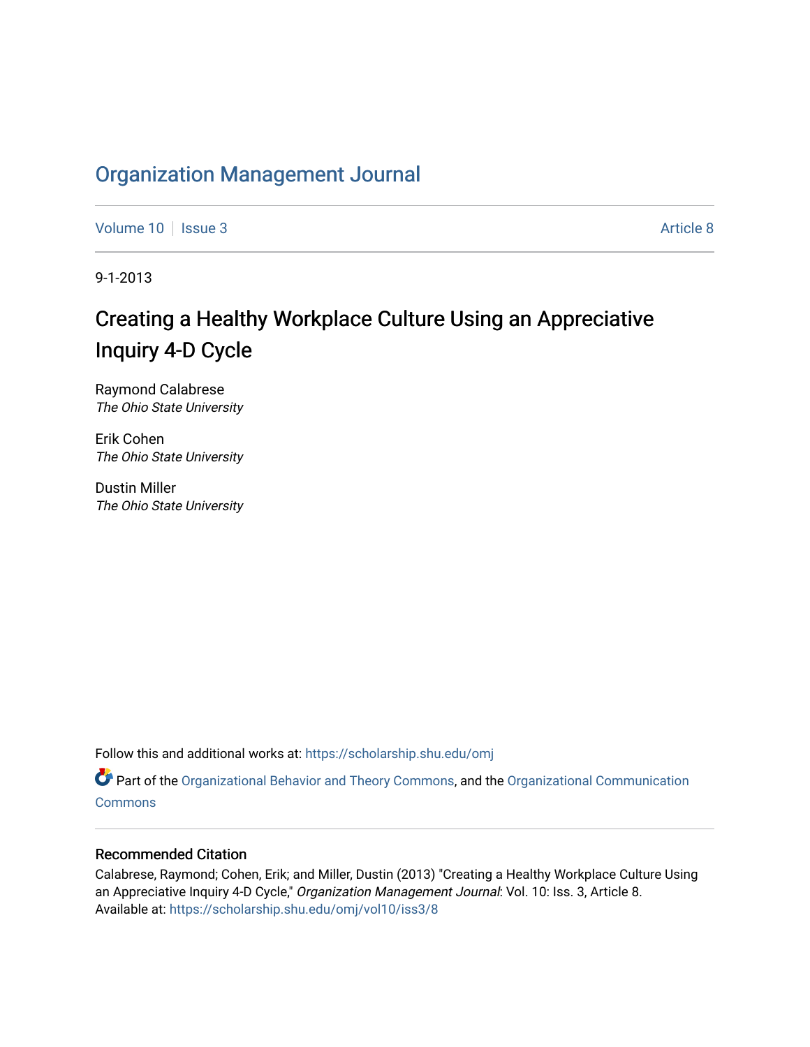# Organization Management Journal

Volume 10 | Issue 3 | Article 8

9-1-2013

## Creating a Healthy Workplace Culture Using an Appreciative Inquiry 4-D Cycle

Raymond Calabrese
*The Ohio State University*

Erik Cohen
*The Ohio State University*

Dustin Miller
*The Ohio State University*

Follow this and additional works at: https://scholarship.shu.edu/omj

Part of the Organizational Behavior and Theory Commons, and the Organizational Communication Commons

### Recommended Citation

Calabrese, Raymond; Cohen, Erik; and Miller, Dustin (2013) "Creating a Healthy Workplace Culture Using an Appreciative Inquiry 4-D Cycle," *Organization Management Journal*: Vol. 10: Iss. 3, Article 8.
Available at: https://scholarship.shu.edu/omj/vol10/iss3/8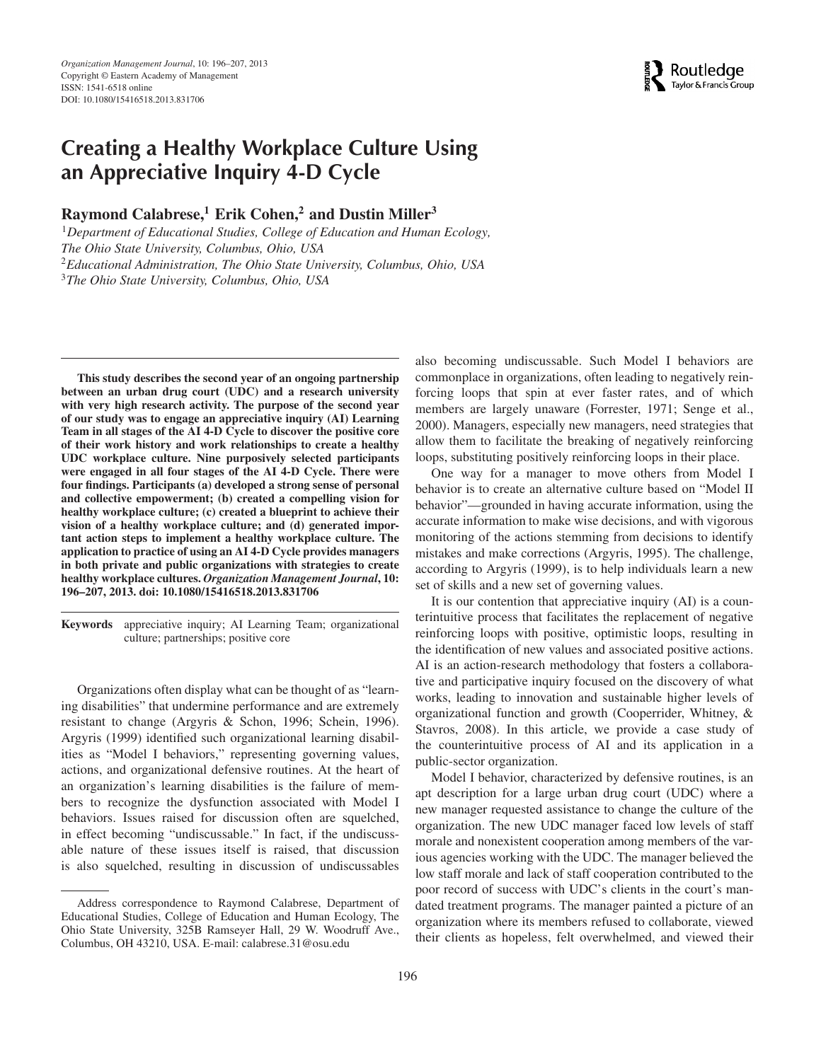# Creating a Healthy Workplace Culture Using an Appreciative Inquiry 4-D Cycle

**Raymond Calabrese,[1] Erik Cohen,[2] and Dustin Miller[3]**

[1] *Department of Educational Studies, College of Education and Human Ecology, The Ohio State University, Columbus, Ohio, USA*
[2] *Educational Administration, The Ohio State University, Columbus, Ohio, USA*
[3] *The Ohio State University, Columbus, Ohio, USA*

**This study describes the second year of an ongoing partnership between an urban drug court (UDC) and a research university with very high research activity. The purpose of the second year of our study was to engage an appreciative inquiry (AI) Learning Team in all stages of the AI 4-D Cycle to discover the positive core of their work history and work relationships to create a healthy UDC workplace culture. Nine purposively selected participants were engaged in all four stages of the AI 4-D Cycle. There were four findings. Participants (a) developed a strong sense of personal and collective empowerment; (b) created a compelling vision for healthy workplace culture; (c) created a blueprint to achieve their vision of a healthy workplace culture; and (d) generated important action steps to implement a healthy workplace culture. The application to practice of using an AI 4-D Cycle provides managers in both private and public organizations with strategies to create healthy workplace cultures. *Organization Management Journal*, 10: 196–207, 2013. doi: 10.1080/15416518.2013.831706**

**Keywords** appreciative inquiry; AI Learning Team; organizational culture; partnerships; positive core

Organizations often display what can be thought of as "learning disabilities" that undermine performance and are extremely resistant to change (Argyris & Schon, 1996; Schein, 1996). Argyris (1999) identified such organizational learning disabilities as "Model I behaviors," representing governing values, actions, and organizational defensive routines. At the heart of an organization's learning disabilities is the failure of members to recognize the dysfunction associated with Model I behaviors. Issues raised for discussion often are squelched, in effect becoming "undiscussable." In fact, if the undiscussable nature of these issues itself is raised, that discussion is also squelched, resulting in discussion of undiscussables also becoming undiscussable. Such Model I behaviors are commonplace in organizations, often leading to negatively reinforcing loops that spin at ever faster rates, and of which members are largely unaware (Forrester, 1971; Senge et al., 2000). Managers, especially new managers, need strategies that allow them to facilitate the breaking of negatively reinforcing loops, substituting positively reinforcing loops in their place.

One way for a manager to move others from Model I behavior is to create an alternative culture based on "Model II behavior"—grounded in having accurate information, using the accurate information to make wise decisions, and with vigorous monitoring of the actions stemming from decisions to identify mistakes and make corrections (Argyris, 1995). The challenge, according to Argyris (1999), is to help individuals learn a new set of skills and a new set of governing values.

It is our contention that appreciative inquiry (AI) is a counterintuitive process that facilitates the replacement of negative reinforcing loops with positive, optimistic loops, resulting in the identification of new values and associated positive actions. AI is an action-research methodology that fosters a collaborative and participative inquiry focused on the discovery of what works, leading to innovation and sustainable higher levels of organizational function and growth (Cooperrider, Whitney, & Stavros, 2008). In this article, we provide a case study of the counterintuitive process of AI and its application in a public-sector organization.

Model I behavior, characterized by defensive routines, is an apt description for a large urban drug court (UDC) where a new manager requested assistance to change the culture of the organization. The new UDC manager faced low levels of staff morale and nonexistent cooperation among members of the various agencies working with the UDC. The manager believed the low staff morale and lack of staff cooperation contributed to the poor record of success with UDC's clients in the court's mandated treatment programs. The manager painted a picture of an organization where its members refused to collaborate, viewed their clients as hopeless, felt overwhelmed, and viewed their

Address correspondence to Raymond Calabrese, Department of Educational Studies, College of Education and Human Ecology, The Ohio State University, 325B Ramseyer Hall, 29 W. Woodruff Ave., Columbus, OH 43210, USA. E-mail: calabrese.31@osu.edu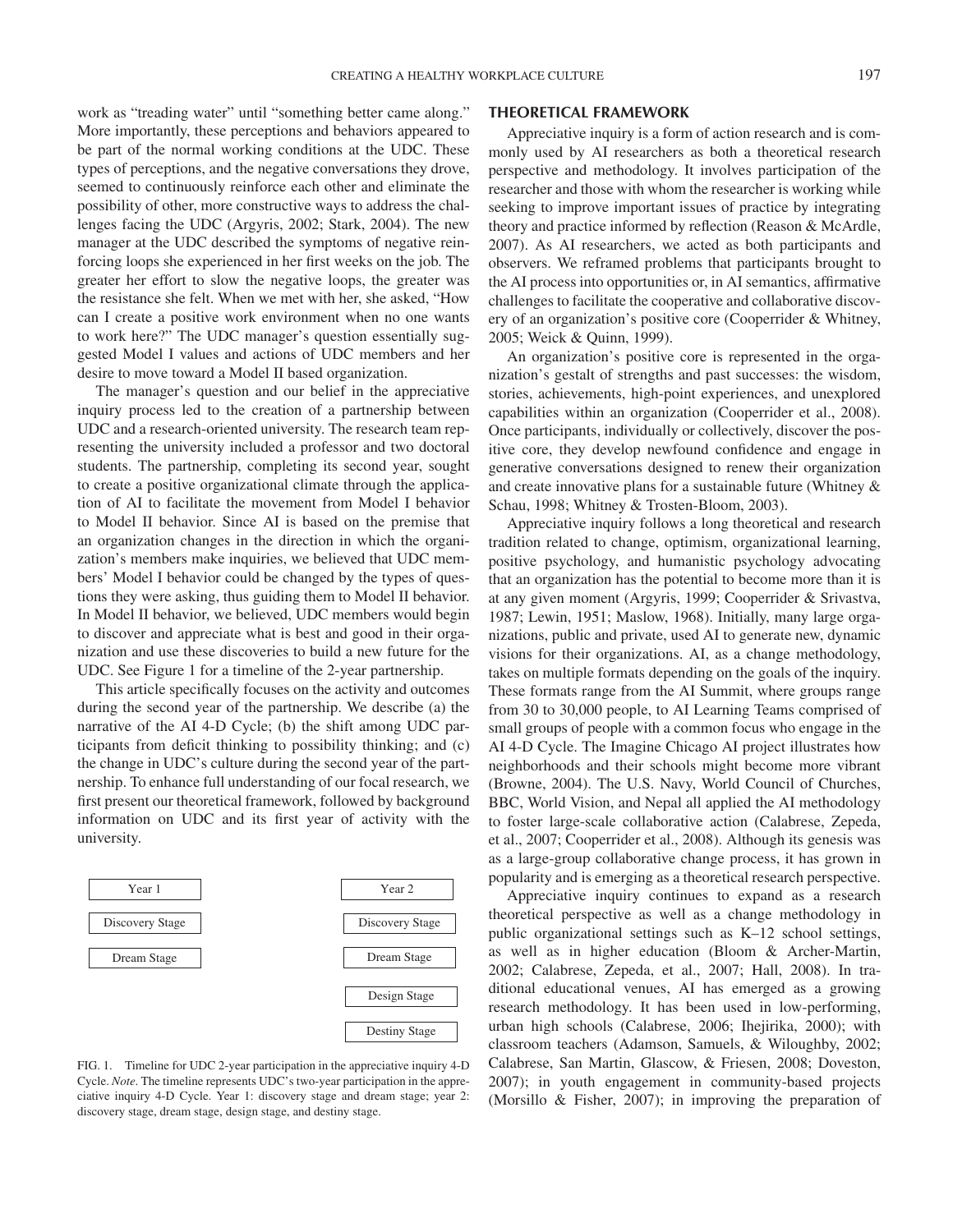work as "treading water" until "something better came along." More importantly, these perceptions and behaviors appeared to be part of the normal working conditions at the UDC. These types of perceptions, and the negative conversations they drove, seemed to continuously reinforce each other and eliminate the possibility of other, more constructive ways to address the challenges facing the UDC (Argyris, 2002; Stark, 2004). The new manager at the UDC described the symptoms of negative reinforcing loops she experienced in her first weeks on the job. The greater her effort to slow the negative loops, the greater was the resistance she felt. When we met with her, she asked, "How can I create a positive work environment when no one wants to work here?" The UDC manager's question essentially suggested Model I values and actions of UDC members and her desire to move toward a Model II based organization.

The manager's question and our belief in the appreciative inquiry process led to the creation of a partnership between UDC and a research-oriented university. The research team representing the university included a professor and two doctoral students. The partnership, completing its second year, sought to create a positive organizational climate through the application of AI to facilitate the movement from Model I behavior to Model II behavior. Since AI is based on the premise that an organization changes in the direction in which the organization's members make inquiries, we believed that UDC members' Model I behavior could be changed by the types of questions they were asking, thus guiding them to Model II behavior. In Model II behavior, we believed, UDC members would begin to discover and appreciate what is best and good in their organization and use these discoveries to build a new future for the UDC. See Figure 1 for a timeline of the 2-year partnership.

This article specifically focuses on the activity and outcomes during the second year of the partnership. We describe (a) the narrative of the AI 4-D Cycle; (b) the shift among UDC participants from deficit thinking to possibility thinking; and (c) the change in UDC's culture during the second year of the partnership. To enhance full understanding of our focal research, we first present our theoretical framework, followed by background information on UDC and its first year of activity with the university.

Year 1

Discovery Stage

Dream Stage

Year 2

Discovery Stage

Dream Stage

Design Stage

Destiny Stage

FIG. 1. Timeline for UDC 2-year participation in the appreciative inquiry 4-D Cycle. *Note*. The timeline represents UDC's two-year participation in the appreciative inquiry 4-D Cycle. Year 1: discovery stage and dream stage; year 2: discovery stage, dream stage, design stage, and destiny stage.

## THEORETICAL FRAMEWORK

Appreciative inquiry is a form of action research and is commonly used by AI researchers as both a theoretical research perspective and methodology. It involves participation of the researcher and those with whom the researcher is working while seeking to improve important issues of practice by integrating theory and practice informed by reflection (Reason & McArdle, 2007). As AI researchers, we acted as both participants and observers. We reframed problems that participants brought to the AI process into opportunities or, in AI semantics, affirmative challenges to facilitate the cooperative and collaborative discovery of an organization's positive core (Cooperrider & Whitney, 2005; Weick & Quinn, 1999).

An organization's positive core is represented in the organization's gestalt of strengths and past successes: the wisdom, stories, achievements, high-point experiences, and unexplored capabilities within an organization (Cooperrider et al., 2008). Once participants, individually or collectively, discover the positive core, they develop newfound confidence and engage in generative conversations designed to renew their organization and create innovative plans for a sustainable future (Whitney & Schau, 1998; Whitney & Trosten-Bloom, 2003).

Appreciative inquiry follows a long theoretical and research tradition related to change, optimism, organizational learning, positive psychology, and humanistic psychology advocating that an organization has the potential to become more than it is at any given moment (Argyris, 1999; Cooperrider & Srivastva, 1987; Lewin, 1951; Maslow, 1968). Initially, many large organizations, public and private, used AI to generate new, dynamic visions for their organizations. AI, as a change methodology, takes on multiple formats depending on the goals of the inquiry. These formats range from the AI Summit, where groups range from 30 to 30,000 people, to AI Learning Teams comprised of small groups of people with a common focus who engage in the AI 4-D Cycle. The Imagine Chicago AI project illustrates how neighborhoods and their schools might become more vibrant (Browne, 2004). The U.S. Navy, World Council of Churches, BBC, World Vision, and Nepal all applied the AI methodology to foster large-scale collaborative action (Calabrese, Zepeda, et al., 2007; Cooperrider et al., 2008). Although its genesis was as a large-group collaborative change process, it has grown in popularity and is emerging as a theoretical research perspective.

Appreciative inquiry continues to expand as a research theoretical perspective as well as a change methodology in public organizational settings such as K–12 school settings, as well as in higher education (Bloom & Archer-Martin, 2002; Calabrese, Zepeda, et al., 2007; Hall, 2008). In traditional educational venues, AI has emerged as a growing research methodology. It has been used in low-performing, urban high schools (Calabrese, 2006; Ihejirika, 2000); with classroom teachers (Adamson, Samuels, & Wiloughby, 2002; Calabrese, San Martin, Glascow, & Friesen, 2008; Doveston, 2007); in youth engagement in community-based projects (Morsillo & Fisher, 2007); in improving the preparation of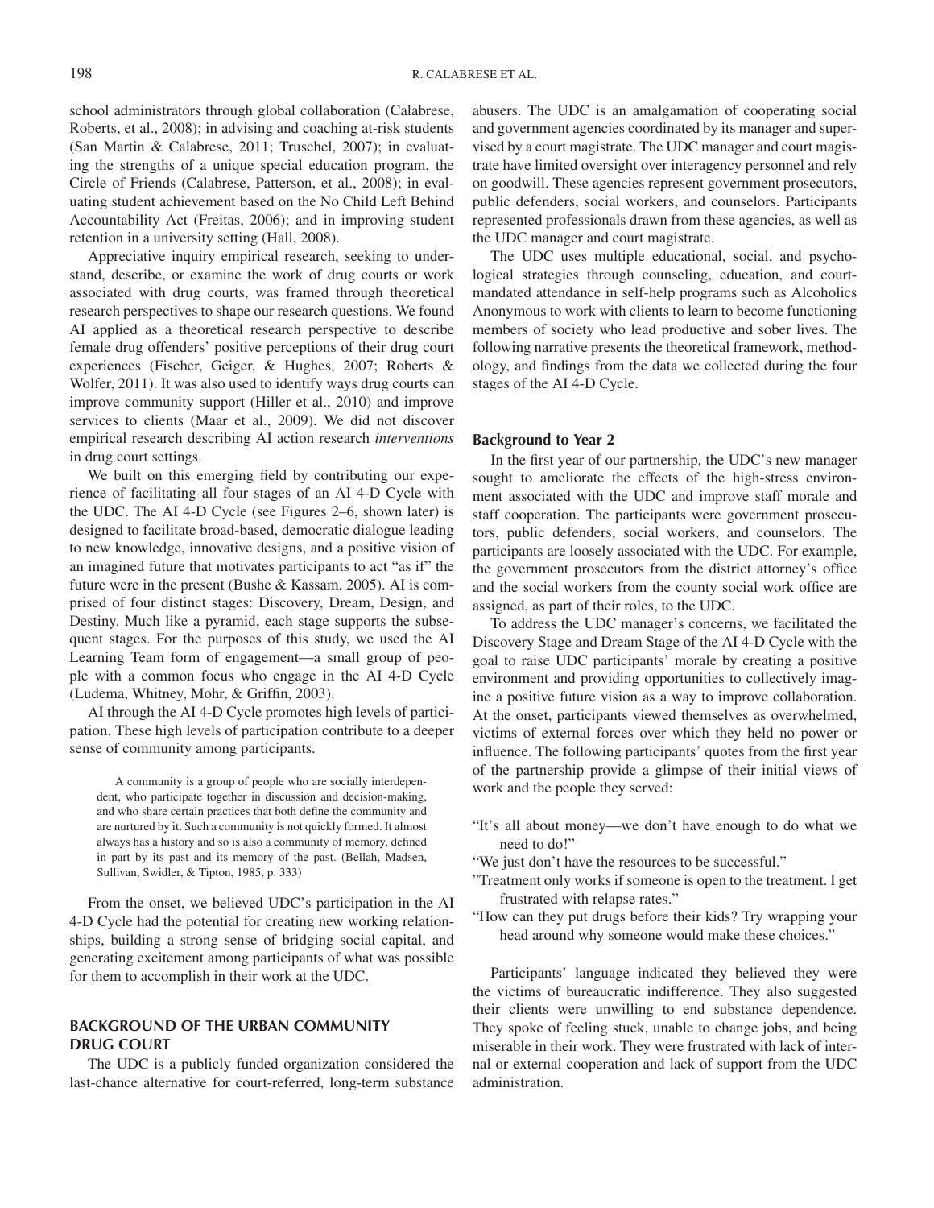school administrators through global collaboration (Calabrese, Roberts, et al., 2008); in advising and coaching at-risk students (San Martin & Calabrese, 2011; Truschel, 2007); in evaluating the strengths of a unique special education program, the Circle of Friends (Calabrese, Patterson, et al., 2008); in evaluating student achievement based on the No Child Left Behind Accountability Act (Freitas, 2006); and in improving student retention in a university setting (Hall, 2008).

Appreciative inquiry empirical research, seeking to understand, describe, or examine the work of drug courts or work associated with drug courts, was framed through theoretical research perspectives to shape our research questions. We found AI applied as a theoretical research perspective to describe female drug offenders' positive perceptions of their drug court experiences (Fischer, Geiger, & Hughes, 2007; Roberts & Wolfer, 2011). It was also used to identify ways drug courts can improve community support (Hiller et al., 2010) and improve services to clients (Maar et al., 2009). We did not discover empirical research describing AI action research *interventions* in drug court settings.

We built on this emerging field by contributing our experience of facilitating all four stages of an AI 4-D Cycle with the UDC. The AI 4-D Cycle (see Figures 2–6, shown later) is designed to facilitate broad-based, democratic dialogue leading to new knowledge, innovative designs, and a positive vision of an imagined future that motivates participants to act "as if" the future were in the present (Bushe & Kassam, 2005). AI is comprised of four distinct stages: Discovery, Dream, Design, and Destiny. Much like a pyramid, each stage supports the subsequent stages. For the purposes of this study, we used the AI Learning Team form of engagement—a small group of people with a common focus who engage in the AI 4-D Cycle (Ludema, Whitney, Mohr, & Griffin, 2003).

AI through the AI 4-D Cycle promotes high levels of participation. These high levels of participation contribute to a deeper sense of community among participants.

> A community is a group of people who are socially interdependent, who participate together in discussion and decision-making, and who share certain practices that both define the community and are nurtured by it. Such a community is not quickly formed. It almost always has a history and so is also a community of memory, defined in part by its past and its memory of the past. (Bellah, Madsen, Sullivan, Swidler, & Tipton, 1985, p. 333)

From the onset, we believed UDC's participation in the AI 4-D Cycle had the potential for creating new working relationships, building a strong sense of bridging social capital, and generating excitement among participants of what was possible for them to accomplish in their work at the UDC.

## BACKGROUND OF THE URBAN COMMUNITY DRUG COURT

The UDC is a publicly funded organization considered the last-chance alternative for court-referred, long-term substance abusers. The UDC is an amalgamation of cooperating social and government agencies coordinated by its manager and supervised by a court magistrate. The UDC manager and court magistrate have limited oversight over interagency personnel and rely on goodwill. These agencies represent government prosecutors, public defenders, social workers, and counselors. Participants represented professionals drawn from these agencies, as well as the UDC manager and court magistrate.

The UDC uses multiple educational, social, and psychological strategies through counseling, education, and court-mandated attendance in self-help programs such as Alcoholics Anonymous to work with clients to learn to become functioning members of society who lead productive and sober lives. The following narrative presents the theoretical framework, methodology, and findings from the data we collected during the four stages of the AI 4-D Cycle.

### Background to Year 2

In the first year of our partnership, the UDC's new manager sought to ameliorate the effects of the high-stress environment associated with the UDC and improve staff morale and staff cooperation. The participants were government prosecutors, public defenders, social workers, and counselors. The participants are loosely associated with the UDC. For example, the government prosecutors from the district attorney's office and the social workers from the county social work office are assigned, as part of their roles, to the UDC.

To address the UDC manager's concerns, we facilitated the Discovery Stage and Dream Stage of the AI 4-D Cycle with the goal to raise UDC participants' morale by creating a positive environment and providing opportunities to collectively imagine a positive future vision as a way to improve collaboration. At the onset, participants viewed themselves as overwhelmed, victims of external forces over which they held no power or influence. The following participants' quotes from the first year of the partnership provide a glimpse of their initial views of work and the people they served:

"It's all about money—we don't have enough to do what we need to do!"
"We just don't have the resources to be successful."
"Treatment only works if someone is open to the treatment. I get frustrated with relapse rates."
"How can they put drugs before their kids? Try wrapping your head around why someone would make these choices."

Participants' language indicated they believed they were the victims of bureaucratic indifference. They also suggested their clients were unwilling to end substance dependence. They spoke of feeling stuck, unable to change jobs, and being miserable in their work. They were frustrated with lack of internal or external cooperation and lack of support from the UDC administration.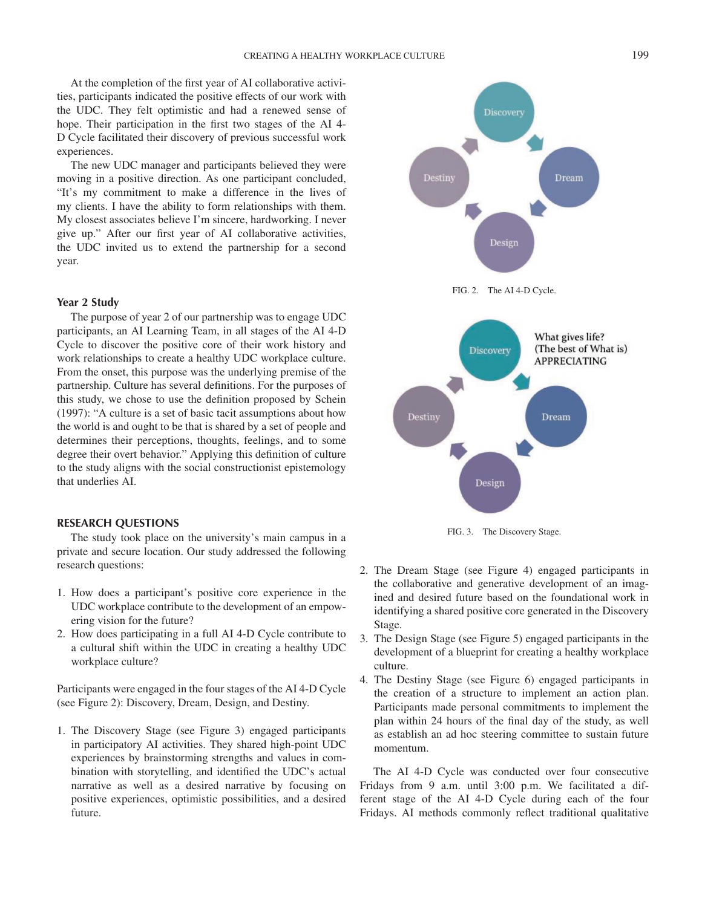At the completion of the first year of AI collaborative activities, participants indicated the positive effects of our work with the UDC. They felt optimistic and had a renewed sense of hope. Their participation in the first two stages of the AI 4-D Cycle facilitated their discovery of previous successful work experiences.

The new UDC manager and participants believed they were moving in a positive direction. As one participant concluded, "It's my commitment to make a difference in the lives of my clients. I have the ability to form relationships with them. My closest associates believe I'm sincere, hardworking. I never give up." After our first year of AI collaborative activities, the UDC invited us to extend the partnership for a second year.

### Year 2 Study

The purpose of year 2 of our partnership was to engage UDC participants, an AI Learning Team, in all stages of the AI 4-D Cycle to discover the positive core of their work history and work relationships to create a healthy UDC workplace culture. From the onset, this purpose was the underlying premise of the partnership. Culture has several definitions. For the purposes of this study, we chose to use the definition proposed by Schein (1997): "A culture is a set of basic tacit assumptions about how the world is and ought to be that is shared by a set of people and determines their perceptions, thoughts, feelings, and to some degree their overt behavior." Applying this definition of culture to the study aligns with the social constructionist epistemology that underlies AI.

## RESEARCH QUESTIONS

The study took place on the university's main campus in a private and secure location. Our study addressed the following research questions:

1. How does a participant's positive core experience in the UDC workplace contribute to the development of an empowering vision for the future?
2. How does participating in a full AI 4-D Cycle contribute to a cultural shift within the UDC in creating a healthy UDC workplace culture?

Participants were engaged in the four stages of the AI 4-D Cycle (see Figure 2): Discovery, Dream, Design, and Destiny.

1. The Discovery Stage (see Figure 3) engaged participants in participatory AI activities. They shared high-point UDC experiences by brainstorming strengths and values in combination with storytelling, and identified the UDC's actual narrative as well as a desired narrative by focusing on positive experiences, optimistic possibilities, and a desired future.
2. The Dream Stage (see Figure 4) engaged participants in the collaborative and generative development of an imagined and desired future based on the foundational work in identifying a shared positive core generated in the Discovery Stage.
3. The Design Stage (see Figure 5) engaged participants in the development of a blueprint for creating a healthy workplace culture.
4. The Destiny Stage (see Figure 6) engaged participants in the creation of a structure to implement an action plan. Participants made personal commitments to implement the plan within 24 hours of the final day of the study, as well as establish an ad hoc steering committee to sustain future momentum.

The AI 4-D Cycle was conducted over four consecutive Fridays from 9 a.m. until 3:00 p.m. We facilitated a different stage of the AI 4-D Cycle during each of the four Fridays. AI methods commonly reflect traditional qualitative

Discovery

Dream

Design

Destiny

FIG. 2. The AI 4-D Cycle.

Discovery

What gives life?
(The best of What is)
APPRECIATING

Dream

Design

Destiny

FIG. 3. The Discovery Stage.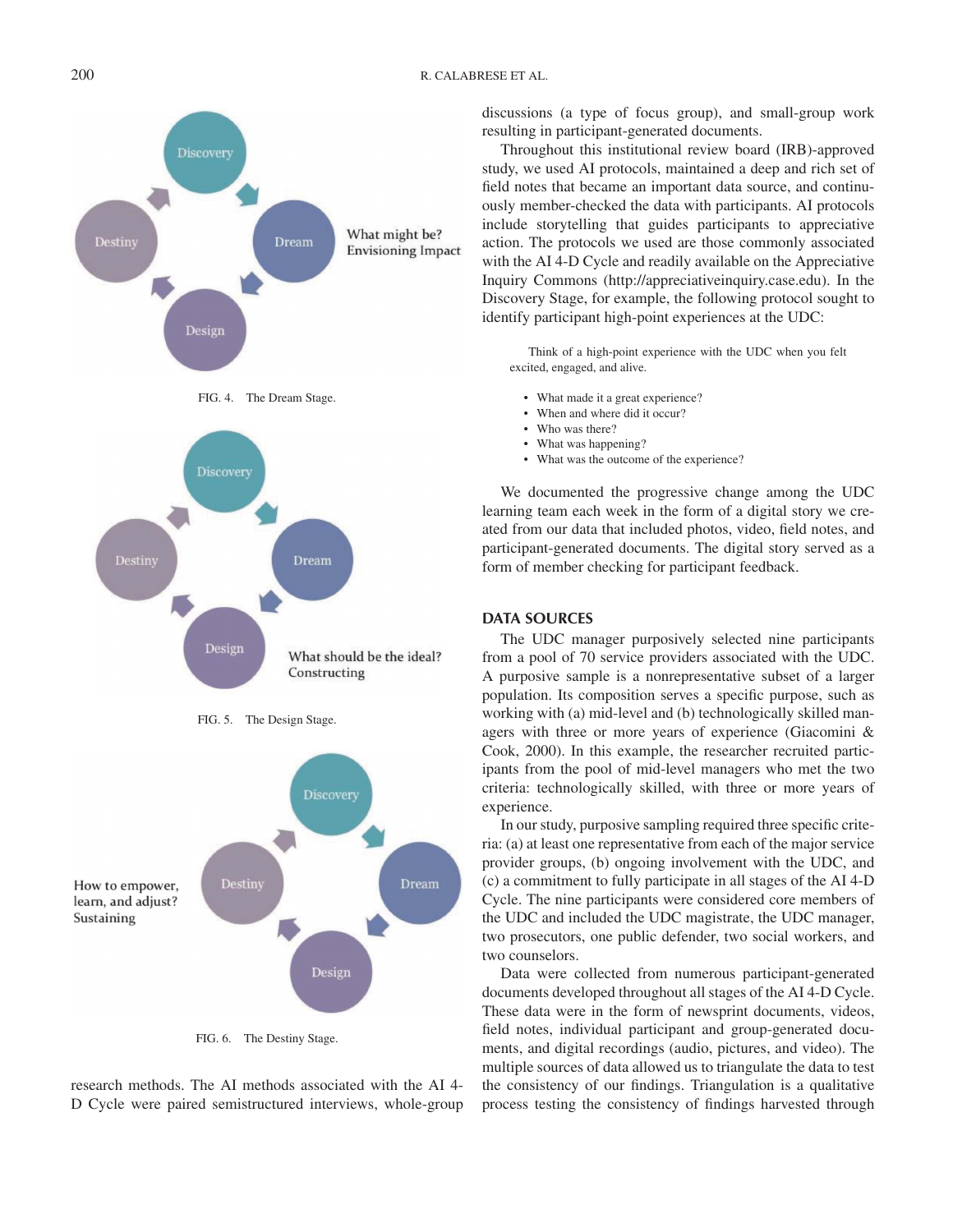What might be?
Envisioning Impact

FIG. 4. The Dream Stage.

What should be the ideal?
Constructing

FIG. 5. The Design Stage.

How to empower,
learn, and adjust?
Sustaining

FIG. 6. The Destiny Stage.

research methods. The AI methods associated with the AI 4-D Cycle were paired semistructured interviews, whole-group discussions (a type of focus group), and small-group work resulting in participant-generated documents.

Throughout this institutional review board (IRB)-approved study, we used AI protocols, maintained a deep and rich set of field notes that became an important data source, and continuously member-checked the data with participants. AI protocols include storytelling that guides participants to appreciative action. The protocols we used are those commonly associated with the AI 4-D Cycle and readily available on the Appreciative Inquiry Commons (http://appreciativeinquiry.case.edu). In the Discovery Stage, for example, the following protocol sought to identify participant high-point experiences at the UDC:

> Think of a high-point experience with the UDC when you felt excited, engaged, and alive.
>
> - What made it a great experience?
> - When and where did it occur?
> - Who was there?
> - What was happening?
> - What was the outcome of the experience?

We documented the progressive change among the UDC learning team each week in the form of a digital story we created from our data that included photos, video, field notes, and participant-generated documents. The digital story served as a form of member checking for participant feedback.

## DATA SOURCES

The UDC manager purposively selected nine participants from a pool of 70 service providers associated with the UDC. A purposive sample is a nonrepresentative subset of a larger population. Its composition serves a specific purpose, such as working with (a) mid-level and (b) technologically skilled managers with three or more years of experience (Giacomini & Cook, 2000). In this example, the researcher recruited participants from the pool of mid-level managers who met the two criteria: technologically skilled, with three or more years of experience.

In our study, purposive sampling required three specific criteria: (a) at least one representative from each of the major service provider groups, (b) ongoing involvement with the UDC, and (c) a commitment to fully participate in all stages of the AI 4-D Cycle. The nine participants were considered core members of the UDC and included the UDC magistrate, the UDC manager, two prosecutors, one public defender, two social workers, and two counselors.

Data were collected from numerous participant-generated documents developed throughout all stages of the AI 4-D Cycle. These data were in the form of newsprint documents, videos, field notes, individual participant and group-generated documents, and digital recordings (audio, pictures, and video). The multiple sources of data allowed us to triangulate the data to test the consistency of our findings. Triangulation is a qualitative process testing the consistency of findings harvested through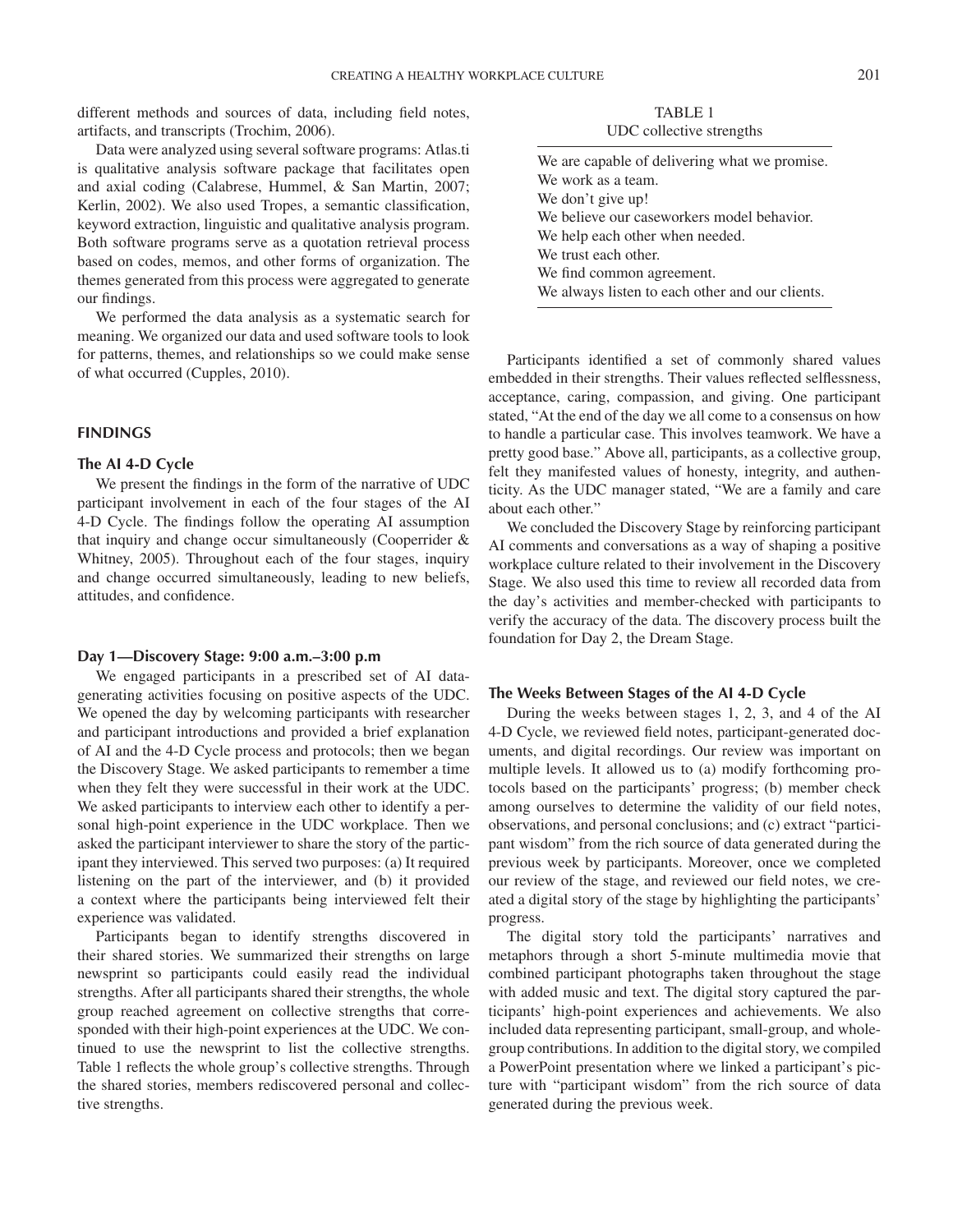different methods and sources of data, including field notes, artifacts, and transcripts (Trochim, 2006).

Data were analyzed using several software programs: Atlas.ti is qualitative analysis software package that facilitates open and axial coding (Calabrese, Hummel, & San Martin, 2007; Kerlin, 2002). We also used Tropes, a semantic classification, keyword extraction, linguistic and qualitative analysis program. Both software programs serve as a quotation retrieval process based on codes, memos, and other forms of organization. The themes generated from this process were aggregated to generate our findings.

We performed the data analysis as a systematic search for meaning. We organized our data and used software tools to look for patterns, themes, and relationships so we could make sense of what occurred (Cupples, 2010).

## FINDINGS

### The AI 4-D Cycle

We present the findings in the form of the narrative of UDC participant involvement in each of the four stages of the AI 4-D Cycle. The findings follow the operating AI assumption that inquiry and change occur simultaneously (Cooperrider & Whitney, 2005). Throughout each of the four stages, inquiry and change occurred simultaneously, leading to new beliefs, attitudes, and confidence.

### Day 1—Discovery Stage: 9:00 a.m.–3:00 p.m

We engaged participants in a prescribed set of AI data-generating activities focusing on positive aspects of the UDC. We opened the day by welcoming participants with researcher and participant introductions and provided a brief explanation of AI and the 4-D Cycle process and protocols; then we began the Discovery Stage. We asked participants to remember a time when they felt they were successful in their work at the UDC. We asked participants to interview each other to identify a personal high-point experience in the UDC workplace. Then we asked the participant interviewer to share the story of the participant they interviewed. This served two purposes: (a) It required listening on the part of the interviewer, and (b) it provided a context where the participants being interviewed felt their experience was validated.

Participants began to identify strengths discovered in their shared stories. We summarized their strengths on large newsprint so participants could easily read the individual strengths. After all participants shared their strengths, the whole group reached agreement on collective strengths that corresponded with their high-point experiences at the UDC. We continued to use the newsprint to list the collective strengths. Table 1 reflects the whole group's collective strengths. Through the shared stories, members rediscovered personal and collective strengths.

TABLE 1
UDC collective strengths

| |
|---|
| We are capable of delivering what we promise. |
| We work as a team. |
| We don't give up! |
| We believe our caseworkers model behavior. |
| We help each other when needed. |
| We trust each other. |
| We find common agreement. |
| We always listen to each other and our clients. |

Participants identified a set of commonly shared values embedded in their strengths. Their values reflected selflessness, acceptance, caring, compassion, and giving. One participant stated, "At the end of the day we all come to a consensus on how to handle a particular case. This involves teamwork. We have a pretty good base." Above all, participants, as a collective group, felt they manifested values of honesty, integrity, and authenticity. As the UDC manager stated, "We are a family and care about each other."

We concluded the Discovery Stage by reinforcing participant AI comments and conversations as a way of shaping a positive workplace culture related to their involvement in the Discovery Stage. We also used this time to review all recorded data from the day's activities and member-checked with participants to verify the accuracy of the data. The discovery process built the foundation for Day 2, the Dream Stage.

### The Weeks Between Stages of the AI 4-D Cycle

During the weeks between stages 1, 2, 3, and 4 of the AI 4-D Cycle, we reviewed field notes, participant-generated documents, and digital recordings. Our review was important on multiple levels. It allowed us to (a) modify forthcoming protocols based on the participants' progress; (b) member check among ourselves to determine the validity of our field notes, observations, and personal conclusions; and (c) extract "participant wisdom" from the rich source of data generated during the previous week by participants. Moreover, once we completed our review of the stage, and reviewed our field notes, we created a digital story of the stage by highlighting the participants' progress.

The digital story told the participants' narratives and metaphors through a short 5-minute multimedia movie that combined participant photographs taken throughout the stage with added music and text. The digital story captured the participants' high-point experiences and achievements. We also included data representing participant, small-group, and whole-group contributions. In addition to the digital story, we compiled a PowerPoint presentation where we linked a participant's picture with "participant wisdom" from the rich source of data generated during the previous week.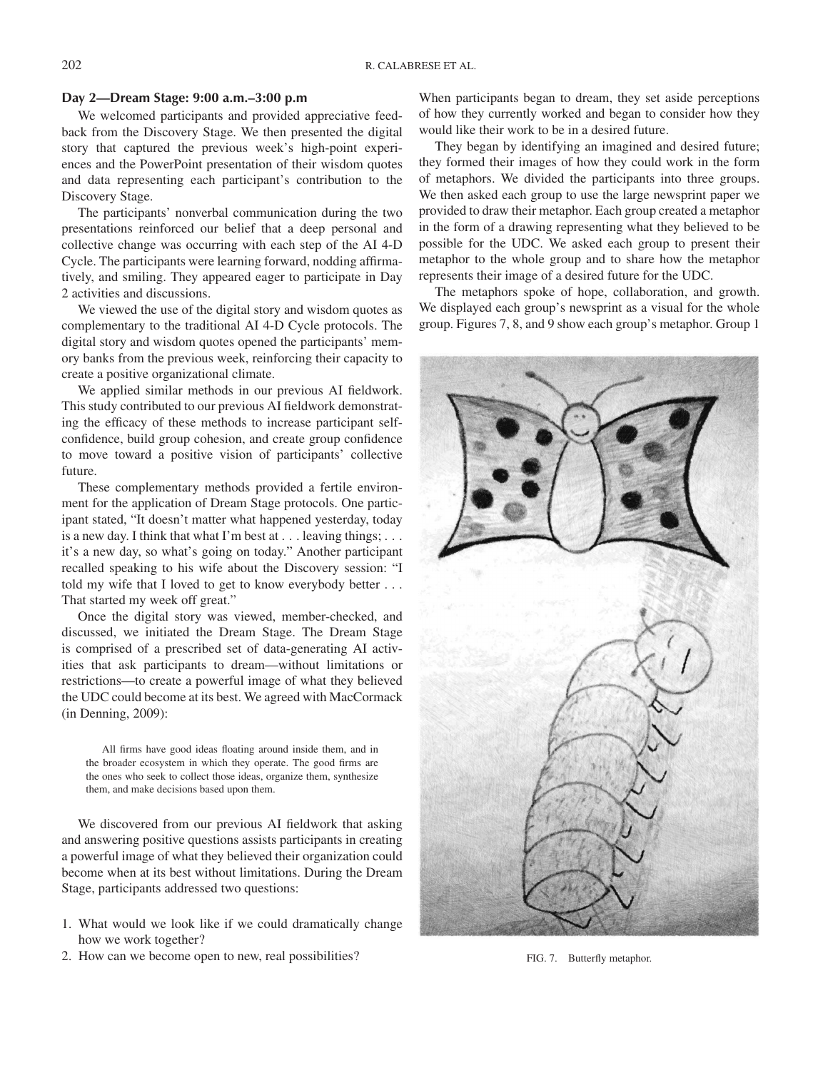### Day 2—Dream Stage: 9:00 a.m.–3:00 p.m

We welcomed participants and provided appreciative feedback from the Discovery Stage. We then presented the digital story that captured the previous week's high-point experiences and the PowerPoint presentation of their wisdom quotes and data representing each participant's contribution to the Discovery Stage.

The participants' nonverbal communication during the two presentations reinforced our belief that a deep personal and collective change was occurring with each step of the AI 4-D Cycle. The participants were learning forward, nodding affirmatively, and smiling. They appeared eager to participate in Day 2 activities and discussions.

We viewed the use of the digital story and wisdom quotes as complementary to the traditional AI 4-D Cycle protocols. The digital story and wisdom quotes opened the participants' memory banks from the previous week, reinforcing their capacity to create a positive organizational climate.

We applied similar methods in our previous AI fieldwork. This study contributed to our previous AI fieldwork demonstrating the efficacy of these methods to increase participant self-confidence, build group cohesion, and create group confidence to move toward a positive vision of participants' collective future.

These complementary methods provided a fertile environment for the application of Dream Stage protocols. One participant stated, "It doesn't matter what happened yesterday, today is a new day. I think that what I'm best at . . . leaving things; . . . it's a new day, so what's going on today." Another participant recalled speaking to his wife about the Discovery session: "I told my wife that I loved to get to know everybody better . . . That started my week off great."

Once the digital story was viewed, member-checked, and discussed, we initiated the Dream Stage. The Dream Stage is comprised of a prescribed set of data-generating AI activities that ask participants to dream—without limitations or restrictions—to create a powerful image of what they believed the UDC could become at its best. We agreed with MacCormack (in Denning, 2009):

> All firms have good ideas floating around inside them, and in the broader ecosystem in which they operate. The good firms are the ones who seek to collect those ideas, organize them, synthesize them, and make decisions based upon them.

We discovered from our previous AI fieldwork that asking and answering positive questions assists participants in creating a powerful image of what they believed their organization could become when at its best without limitations. During the Dream Stage, participants addressed two questions:

1. What would we look like if we could dramatically change how we work together?
2. How can we become open to new, real possibilities?

When participants began to dream, they set aside perceptions of how they currently worked and began to consider how they would like their work to be in a desired future.

They began by identifying an imagined and desired future; they formed their images of how they could work in the form of metaphors. We divided the participants into three groups. We then asked each group to use the large newsprint paper we provided to draw their metaphor. Each group created a metaphor in the form of a drawing representing what they believed to be possible for the UDC. We asked each group to present their metaphor to the whole group and to share how the metaphor represents their image of a desired future for the UDC.

The metaphors spoke of hope, collaboration, and growth. We displayed each group's newsprint as a visual for the whole group. Figures 7, 8, and 9 show each group's metaphor. Group 1

FIG. 7. Butterfly metaphor.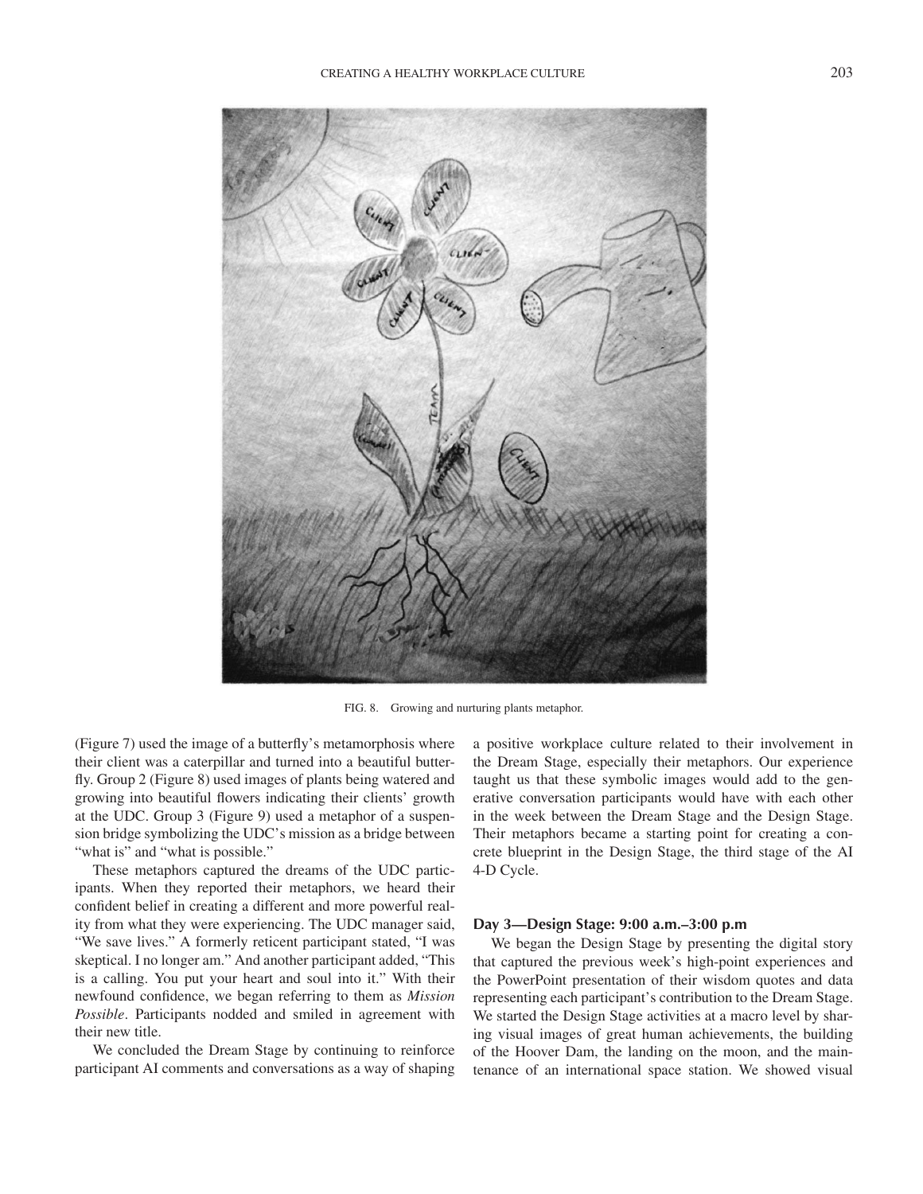FIG. 8. Growing and nurturing plants metaphor.

(Figure 7) used the image of a butterfly's metamorphosis where their client was a caterpillar and turned into a beautiful butterfly. Group 2 (Figure 8) used images of plants being watered and growing into beautiful flowers indicating their clients' growth at the UDC. Group 3 (Figure 9) used a metaphor of a suspension bridge symbolizing the UDC's mission as a bridge between "what is" and "what is possible."

These metaphors captured the dreams of the UDC participants. When they reported their metaphors, we heard their confident belief in creating a different and more powerful reality from what they were experiencing. The UDC manager said, "We save lives." A formerly reticent participant stated, "I was skeptical. I no longer am." And another participant added, "This is a calling. You put your heart and soul into it." With their newfound confidence, we began referring to them as *Mission Possible*. Participants nodded and smiled in agreement with their new title.

We concluded the Dream Stage by continuing to reinforce participant AI comments and conversations as a way of shaping a positive workplace culture related to their involvement in the Dream Stage, especially their metaphors. Our experience taught us that these symbolic images would add to the generative conversation participants would have with each other in the week between the Dream Stage and the Design Stage. Their metaphors became a starting point for creating a concrete blueprint in the Design Stage, the third stage of the AI 4-D Cycle.

### Day 3—Design Stage: 9:00 a.m.–3:00 p.m

We began the Design Stage by presenting the digital story that captured the previous week's high-point experiences and the PowerPoint presentation of their wisdom quotes and data representing each participant's contribution to the Dream Stage. We started the Design Stage activities at a macro level by sharing visual images of great human achievements, the building of the Hoover Dam, the landing on the moon, and the maintenance of an international space station. We showed visual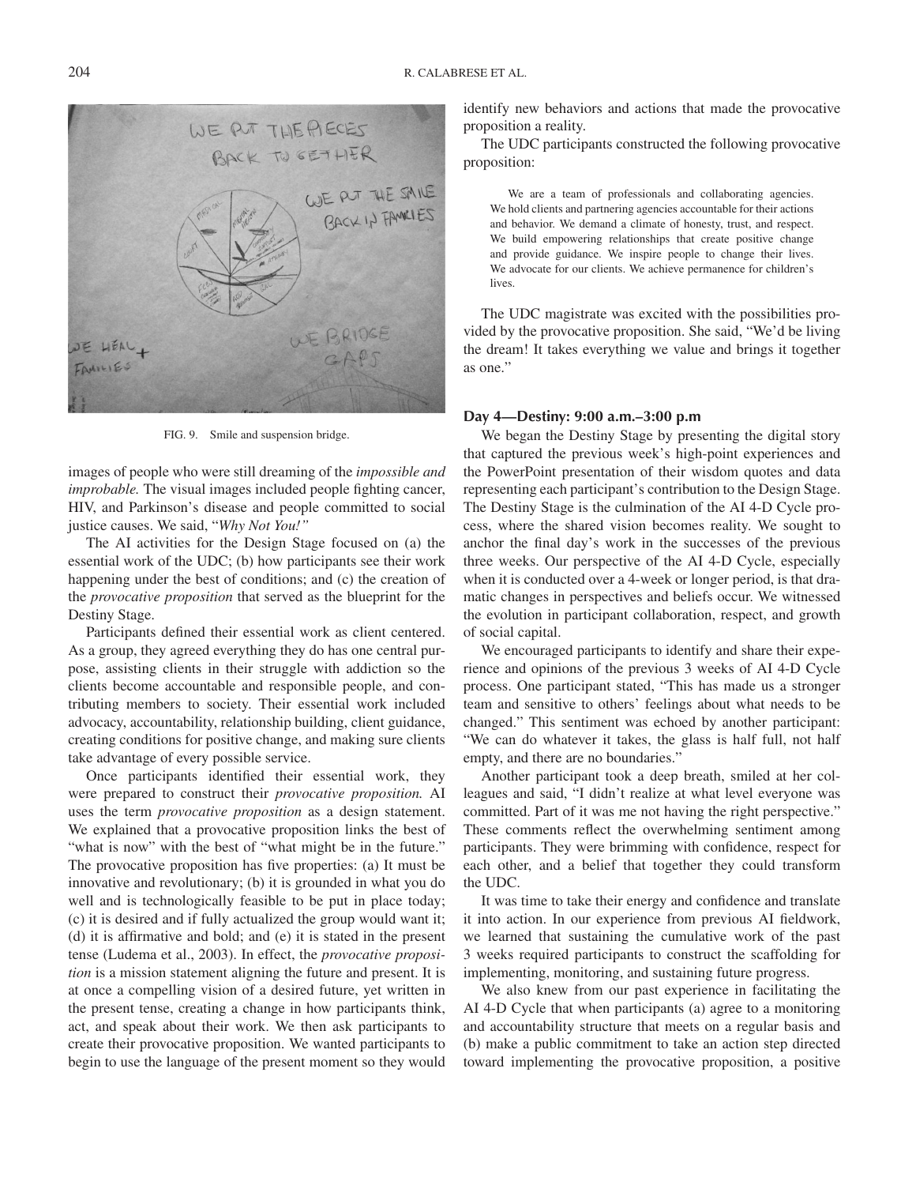FIG. 9. Smile and suspension bridge.

images of people who were still dreaming of the *impossible and improbable.* The visual images included people fighting cancer, HIV, and Parkinson's disease and people committed to social justice causes. We said, "*Why Not You!"*

The AI activities for the Design Stage focused on (a) the essential work of the UDC; (b) how participants see their work happening under the best of conditions; and (c) the creation of the *provocative proposition* that served as the blueprint for the Destiny Stage.

Participants defined their essential work as client centered. As a group, they agreed everything they do has one central purpose, assisting clients in their struggle with addiction so the clients become accountable and responsible people, and contributing members to society. Their essential work included advocacy, accountability, relationship building, client guidance, creating conditions for positive change, and making sure clients take advantage of every possible service.

Once participants identified their essential work, they were prepared to construct their *provocative proposition.* AI uses the term *provocative proposition* as a design statement. We explained that a provocative proposition links the best of "what is now" with the best of "what might be in the future." The provocative proposition has five properties: (a) It must be innovative and revolutionary; (b) it is grounded in what you do well and is technologically feasible to be put in place today; (c) it is desired and if fully actualized the group would want it; (d) it is affirmative and bold; and (e) it is stated in the present tense (Ludema et al., 2003). In effect, the *provocative proposition* is a mission statement aligning the future and present. It is at once a compelling vision of a desired future, yet written in the present tense, creating a change in how participants think, act, and speak about their work. We then ask participants to create their provocative proposition. We wanted participants to begin to use the language of the present moment so they would identify new behaviors and actions that made the provocative proposition a reality.

The UDC participants constructed the following provocative proposition:

> We are a team of professionals and collaborating agencies. We hold clients and partnering agencies accountable for their actions and behavior. We demand a climate of honesty, trust, and respect. We build empowering relationships that create positive change and provide guidance. We inspire people to change their lives. We advocate for our clients. We achieve permanence for children's lives.

The UDC magistrate was excited with the possibilities provided by the provocative proposition. She said, "We'd be living the dream! It takes everything we value and brings it together as one."

### Day 4—Destiny: 9:00 a.m.–3:00 p.m

We began the Destiny Stage by presenting the digital story that captured the previous week's high-point experiences and the PowerPoint presentation of their wisdom quotes and data representing each participant's contribution to the Design Stage. The Destiny Stage is the culmination of the AI 4-D Cycle process, where the shared vision becomes reality. We sought to anchor the final day's work in the successes of the previous three weeks. Our perspective of the AI 4-D Cycle, especially when it is conducted over a 4-week or longer period, is that dramatic changes in perspectives and beliefs occur. We witnessed the evolution in participant collaboration, respect, and growth of social capital.

We encouraged participants to identify and share their experience and opinions of the previous 3 weeks of AI 4-D Cycle process. One participant stated, "This has made us a stronger team and sensitive to others' feelings about what needs to be changed." This sentiment was echoed by another participant: "We can do whatever it takes, the glass is half full, not half empty, and there are no boundaries."

Another participant took a deep breath, smiled at her colleagues and said, "I didn't realize at what level everyone was committed. Part of it was me not having the right perspective." These comments reflect the overwhelming sentiment among participants. They were brimming with confidence, respect for each other, and a belief that together they could transform the UDC.

It was time to take their energy and confidence and translate it into action. In our experience from previous AI fieldwork, we learned that sustaining the cumulative work of the past 3 weeks required participants to construct the scaffolding for implementing, monitoring, and sustaining future progress.

We also knew from our past experience in facilitating the AI 4-D Cycle that when participants (a) agree to a monitoring and accountability structure that meets on a regular basis and (b) make a public commitment to take an action step directed toward implementing the provocative proposition, a positive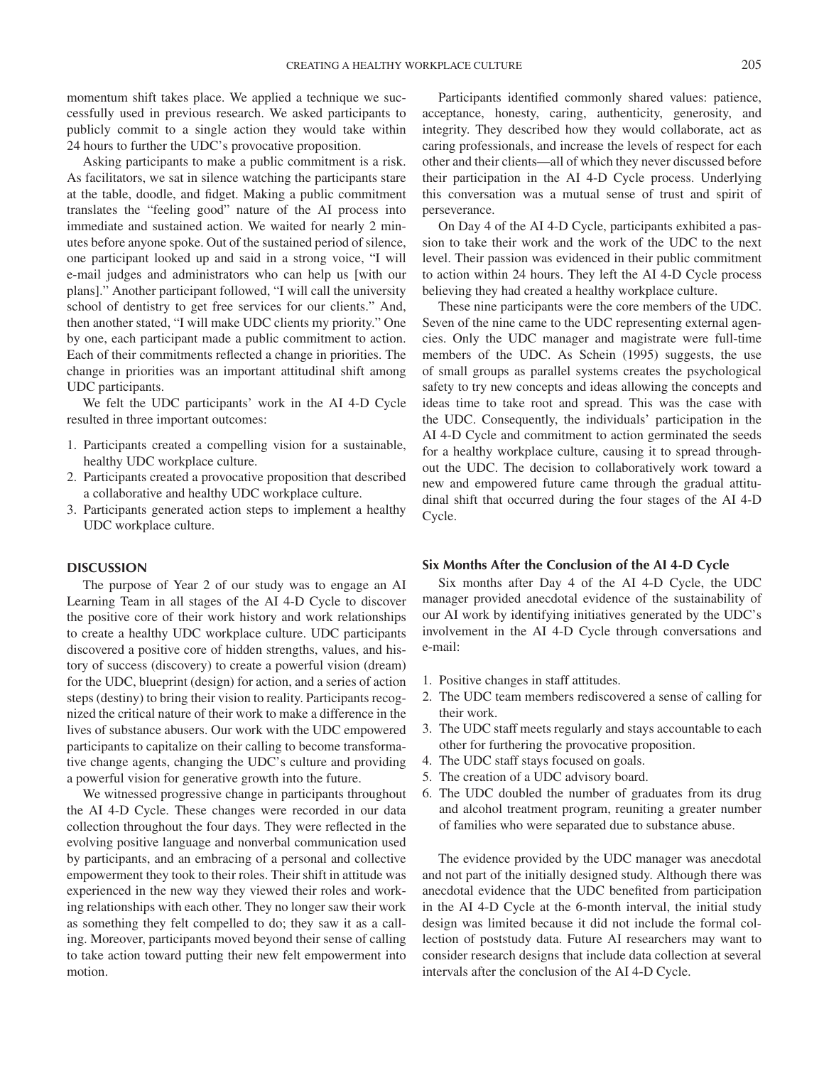momentum shift takes place. We applied a technique we successfully used in previous research. We asked participants to publicly commit to a single action they would take within 24 hours to further the UDC's provocative proposition.

Asking participants to make a public commitment is a risk. As facilitators, we sat in silence watching the participants stare at the table, doodle, and fidget. Making a public commitment translates the "feeling good" nature of the AI process into immediate and sustained action. We waited for nearly 2 minutes before anyone spoke. Out of the sustained period of silence, one participant looked up and said in a strong voice, "I will e-mail judges and administrators who can help us [with our plans]." Another participant followed, "I will call the university school of dentistry to get free services for our clients." And, then another stated, "I will make UDC clients my priority." One by one, each participant made a public commitment to action. Each of their commitments reflected a change in priorities. The change in priorities was an important attitudinal shift among UDC participants.

We felt the UDC participants' work in the AI 4-D Cycle resulted in three important outcomes:

1. Participants created a compelling vision for a sustainable, healthy UDC workplace culture.
2. Participants created a provocative proposition that described a collaborative and healthy UDC workplace culture.
3. Participants generated action steps to implement a healthy UDC workplace culture.

## DISCUSSION

The purpose of Year 2 of our study was to engage an AI Learning Team in all stages of the AI 4-D Cycle to discover the positive core of their work history and work relationships to create a healthy UDC workplace culture. UDC participants discovered a positive core of hidden strengths, values, and history of success (discovery) to create a powerful vision (dream) for the UDC, blueprint (design) for action, and a series of action steps (destiny) to bring their vision to reality. Participants recognized the critical nature of their work to make a difference in the lives of substance abusers. Our work with the UDC empowered participants to capitalize on their calling to become transformative change agents, changing the UDC's culture and providing a powerful vision for generative growth into the future.

We witnessed progressive change in participants throughout the AI 4-D Cycle. These changes were recorded in our data collection throughout the four days. They were reflected in the evolving positive language and nonverbal communication used by participants, and an embracing of a personal and collective empowerment they took to their roles. Their shift in attitude was experienced in the new way they viewed their roles and working relationships with each other. They no longer saw their work as something they felt compelled to do; they saw it as a calling. Moreover, participants moved beyond their sense of calling to take action toward putting their new felt empowerment into motion.

Participants identified commonly shared values: patience, acceptance, honesty, caring, authenticity, generosity, and integrity. They described how they would collaborate, act as caring professionals, and increase the levels of respect for each other and their clients—all of which they never discussed before their participation in the AI 4-D Cycle process. Underlying this conversation was a mutual sense of trust and spirit of perseverance.

On Day 4 of the AI 4-D Cycle, participants exhibited a passion to take their work and the work of the UDC to the next level. Their passion was evidenced in their public commitment to action within 24 hours. They left the AI 4-D Cycle process believing they had created a healthy workplace culture.

These nine participants were the core members of the UDC. Seven of the nine came to the UDC representing external agencies. Only the UDC manager and magistrate were full-time members of the UDC. As Schein (1995) suggests, the use of small groups as parallel systems creates the psychological safety to try new concepts and ideas allowing the concepts and ideas time to take root and spread. This was the case with the UDC. Consequently, the individuals' participation in the AI 4-D Cycle and commitment to action germinated the seeds for a healthy workplace culture, causing it to spread throughout the UDC. The decision to collaboratively work toward a new and empowered future came through the gradual attitudinal shift that occurred during the four stages of the AI 4-D Cycle.

### Six Months After the Conclusion of the AI 4-D Cycle

Six months after Day 4 of the AI 4-D Cycle, the UDC manager provided anecdotal evidence of the sustainability of our AI work by identifying initiatives generated by the UDC's involvement in the AI 4-D Cycle through conversations and e-mail:

1. Positive changes in staff attitudes.
2. The UDC team members rediscovered a sense of calling for their work.
3. The UDC staff meets regularly and stays accountable to each other for furthering the provocative proposition.
4. The UDC staff stays focused on goals.
5. The creation of a UDC advisory board.
6. The UDC doubled the number of graduates from its drug and alcohol treatment program, reuniting a greater number of families who were separated due to substance abuse.

The evidence provided by the UDC manager was anecdotal and not part of the initially designed study. Although there was anecdotal evidence that the UDC benefited from participation in the AI 4-D Cycle at the 6-month interval, the initial study design was limited because it did not include the formal collection of poststudy data. Future AI researchers may want to consider research designs that include data collection at several intervals after the conclusion of the AI 4-D Cycle.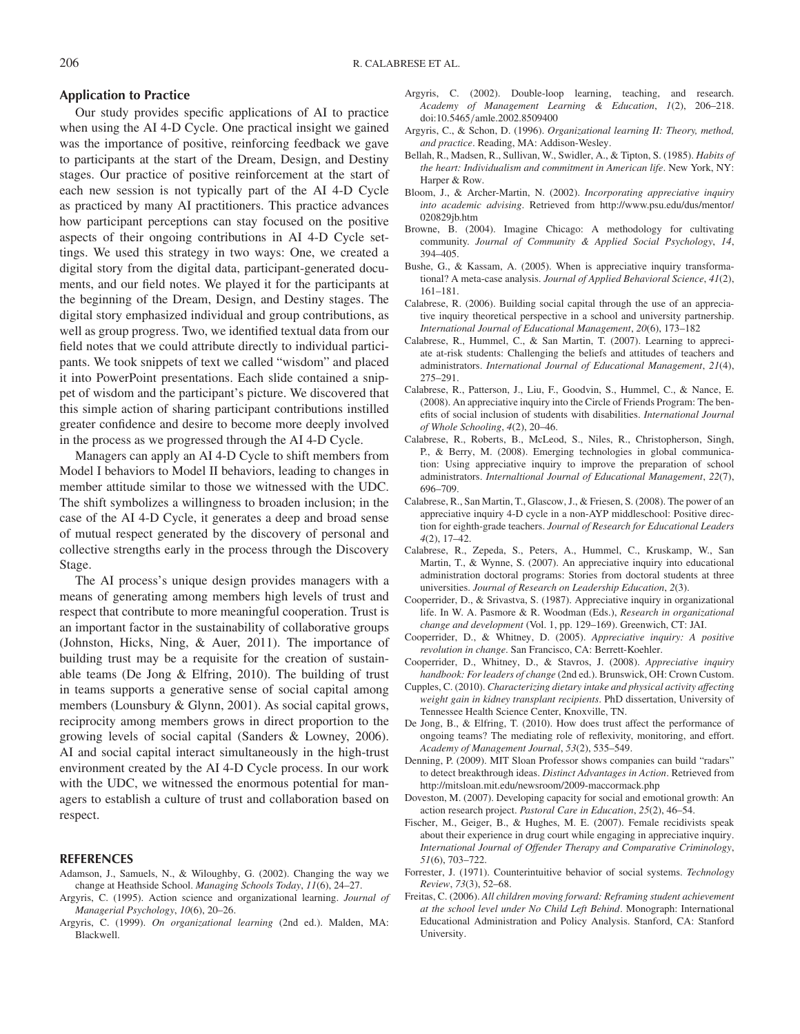## Application to Practice

Our study provides specific applications of AI to practice when using the AI 4-D Cycle. One practical insight we gained was the importance of positive, reinforcing feedback we gave to participants at the start of the Dream, Design, and Destiny stages. Our practice of positive reinforcement at the start of each new session is not typically part of the AI 4-D Cycle as practiced by many AI practitioners. This practice advances how participant perceptions can stay focused on the positive aspects of their ongoing contributions in AI 4-D Cycle settings. We used this strategy in two ways: One, we created a digital story from the digital data, participant-generated documents, and our field notes. We played it for the participants at the beginning of the Dream, Design, and Destiny stages. The digital story emphasized individual and group contributions, as well as group progress. Two, we identified textual data from our field notes that we could attribute directly to individual participants. We took snippets of text we called "wisdom" and placed it into PowerPoint presentations. Each slide contained a snippet of wisdom and the participant's picture. We discovered that this simple action of sharing participant contributions instilled greater confidence and desire to become more deeply involved in the process as we progressed through the AI 4-D Cycle.

Managers can apply an AI 4-D Cycle to shift members from Model I behaviors to Model II behaviors, leading to changes in member attitude similar to those we witnessed with the UDC. The shift symbolizes a willingness to broaden inclusion; in the case of the AI 4-D Cycle, it generates a deep and broad sense of mutual respect generated by the discovery of personal and collective strengths early in the process through the Discovery Stage.

The AI process's unique design provides managers with a means of generating among members high levels of trust and respect that contribute to more meaningful cooperation. Trust is an important factor in the sustainability of collaborative groups (Johnston, Hicks, Ning, & Auer, 2011). The importance of building trust may be a requisite for the creation of sustainable teams (De Jong & Elfring, 2010). The building of trust in teams supports a generative sense of social capital among members (Lounsbury & Glynn, 2001). As social capital grows, reciprocity among members grows in direct proportion to the growing levels of social capital (Sanders & Lowney, 2006). AI and social capital interact simultaneously in the high-trust environment created by the AI 4-D Cycle process. In our work with the UDC, we witnessed the enormous potential for managers to establish a culture of trust and collaboration based on respect.

## REFERENCES

Adamson, J., Samuels, N., & Wiloughby, G. (2002). Changing the way we change at Heathside School. *Managing Schools Today*, *11*(6), 24–27.

Argyris, C. (1995). Action science and organizational learning. *Journal of Managerial Psychology*, *10*(6), 20–26.

Argyris, C. (1999). *On organizational learning* (2nd ed.). Malden, MA: Blackwell.

Argyris, C. (2002). Double-loop learning, teaching, and research. *Academy of Management Learning & Education*, *1*(2), 206–218. doi:10.5465/amle.2002.8509400

Argyris, C., & Schon, D. (1996). *Organizational learning II: Theory, method, and practice*. Reading, MA: Addison-Wesley.

Bellah, R., Madsen, R., Sullivan, W., Swidler, A., & Tipton, S. (1985). *Habits of the heart: Individualism and commitment in American life*. New York, NY: Harper & Row.

Bloom, J., & Archer-Martin, N. (2002). *Incorporating appreciative inquiry into academic advising*. Retrieved from http://www.psu.edu/dus/mentor/020829jb.htm

Browne, B. (2004). Imagine Chicago: A methodology for cultivating community. *Journal of Community & Applied Social Psychology*, *14*, 394–405.

Bushe, G., & Kassam, A. (2005). When is appreciative inquiry transformational? A meta-case analysis. *Journal of Applied Behavioral Science*, *41*(2), 161–181.

Calabrese, R. (2006). Building social capital through the use of an appreciative inquiry theoretical perspective in a school and university partnership. *International Journal of Educational Management*, *20*(6), 173–182

Calabrese, R., Hummel, C., & San Martin, T. (2007). Learning to appreciate at-risk students: Challenging the beliefs and attitudes of teachers and administrators. *International Journal of Educational Management*, *21*(4), 275–291.

Calabrese, R., Patterson, J., Liu, F., Goodvin, S., Hummel, C., & Nance, E. (2008). An appreciative inquiry into the Circle of Friends Program: The benefits of social inclusion of students with disabilities. *International Journal of Whole Schooling*, *4*(2), 20–46.

Calabrese, R., Roberts, B., McLeod, S., Niles, R., Christopherson, Singh, P., & Berry, M. (2008). Emerging technologies in global communication: Using appreciative inquiry to improve the preparation of school administrators. *Internaltional Journal of Educational Management*, *22*(7), 696–709.

Calabrese, R., San Martin, T., Glascow, J., & Friesen, S. (2008). The power of an appreciative inquiry 4-D cycle in a non-AYP middleschool: Positive direction for eighth-grade teachers. *Journal of Research for Educational Leaders* *4*(2), 17–42.

Calabrese, R., Zepeda, S., Peters, A., Hummel, C., Kruskamp, W., San Martin, T., & Wynne, S. (2007). An appreciative inquiry into educational administration doctoral programs: Stories from doctoral students at three universities. *Journal of Research on Leadership Education*, *2*(3).

Cooperrider, D., & Srivastva, S. (1987). Appreciative inquiry in organizational life. In W. A. Pasmore & R. Woodman (Eds.), *Research in organizational change and development* (Vol. 1, pp. 129–169). Greenwich, CT: JAI.

Cooperrider, D., & Whitney, D. (2005). *Appreciative inquiry: A positive revolution in change*. San Francisco, CA: Berrett-Koehler.

Cooperrider, D., Whitney, D., & Stavros, J. (2008). *Appreciative inquiry handbook: For leaders of change* (2nd ed.). Brunswick, OH: Crown Custom.

Cupples, C. (2010). *Characterizing dietary intake and physical activity affecting weight gain in kidney transplant recipients*. PhD dissertation, University of Tennessee Health Science Center, Knoxville, TN.

De Jong, B., & Elfring, T. (2010). How does trust affect the performance of ongoing teams? The mediating role of reflexivity, monitoring, and effort. *Academy of Management Journal*, *53*(2), 535–549.

Denning, P. (2009). MIT Sloan Professor shows companies can build "radars" to detect breakthrough ideas. *Distinct Advantages in Action*. Retrieved from http://mitsloan.mit.edu/newsroom/2009-maccormack.php

Doveston, M. (2007). Developing capacity for social and emotional growth: An action research project. *Pastoral Care in Education*, *25*(2), 46–54.

Fischer, M., Geiger, B., & Hughes, M. E. (2007). Female recidivists speak about their experience in drug court while engaging in appreciative inquiry. *International Journal of Offender Therapy and Comparative Criminology*, *51*(6), 703–722.

Forrester, J. (1971). Counterintuitive behavior of social systems. *Technology Review*, *73*(3), 52–68.

Freitas, C. (2006). *All children moving forward: Reframing student achievement at the school level under No Child Left Behind*. Monograph: International Educational Administration and Policy Analysis. Stanford, CA: Stanford University.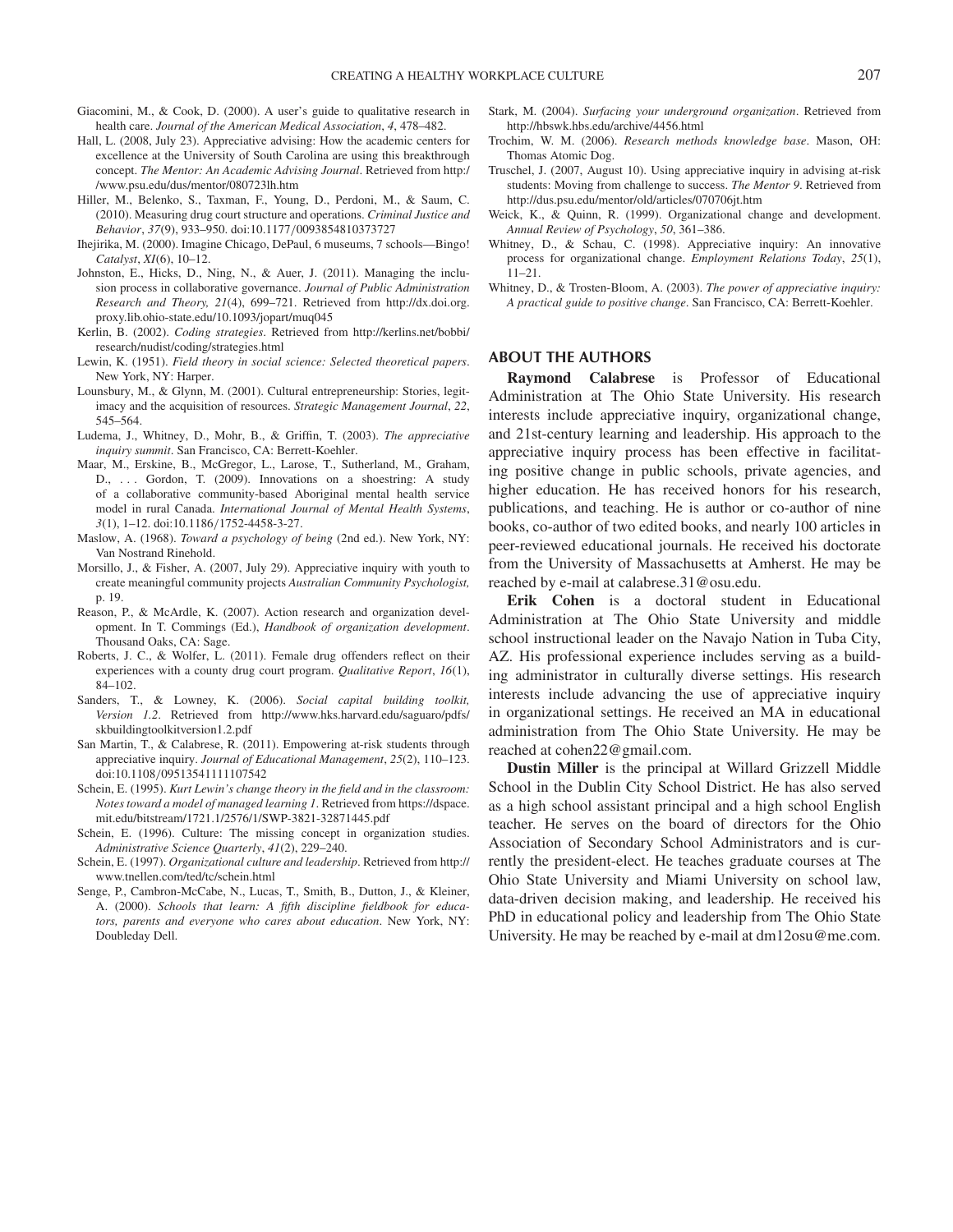Giacomini, M., & Cook, D. (2000). A user's guide to qualitative research in health care. *Journal of the American Medical Association*, *4*, 478–482.

Hall, L. (2008, July 23). Appreciative advising: How the academic centers for excellence at the University of South Carolina are using this breakthrough concept. *The Mentor: An Academic Advising Journal*. Retrieved from http://www.psu.edu/dus/mentor/080723lh.htm

Hiller, M., Belenko, S., Taxman, F., Young, D., Perdoni, M., & Saum, C. (2010). Measuring drug court structure and operations. *Criminal Justice and Behavior*, *37*(9), 933–950. doi:10.1177/0093854810373727

Ihejirika, M. (2000). Imagine Chicago, DePaul, 6 museums, 7 schools—Bingo! *Catalyst*, *XI*(6), 10–12.

Johnston, E., Hicks, D., Ning, N., & Auer, J. (2011). Managing the inclusion process in collaborative governance. *Journal of Public Administration Research and Theory, 21*(4), 699–721. Retrieved from http://dx.doi.org.proxy.lib.ohio-state.edu/10.1093/jopart/muq045

Kerlin, B. (2002). *Coding strategies*. Retrieved from http://kerlins.net/bobbi/research/nudist/coding/strategies.html

Lewin, K. (1951). *Field theory in social science: Selected theoretical papers*. New York, NY: Harper.

Lounsbury, M., & Glynn, M. (2001). Cultural entrepreneurship: Stories, legitimacy and the acquisition of resources. *Strategic Management Journal*, *22*, 545–564.

Ludema, J., Whitney, D., Mohr, B., & Griffin, T. (2003). *The appreciative inquiry summit*. San Francisco, CA: Berrett-Koehler.

Maar, M., Erskine, B., McGregor, L., Larose, T., Sutherland, M., Graham, D., . . . Gordon, T. (2009). Innovations on a shoestring: A study of a collaborative community-based Aboriginal mental health service model in rural Canada. *International Journal of Mental Health Systems*, *3*(1), 1–12. doi:10.1186/1752-4458-3-27.

Maslow, A. (1968). *Toward a psychology of being* (2nd ed.). New York, NY: Van Nostrand Rinehold.

Morsillo, J., & Fisher, A. (2007, July 29). Appreciative inquiry with youth to create meaningful community projects *Australian Community Psychologist,* p. 19.

Reason, P., & McArdle, K. (2007). Action research and organization development. In T. Commings (Ed.), *Handbook of organization development*. Thousand Oaks, CA: Sage.

Roberts, J. C., & Wolfer, L. (2011). Female drug offenders reflect on their experiences with a county drug court program. *Qualitative Report*, *16*(1), 84–102.

Sanders, T., & Lowney, K. (2006). *Social capital building toolkit, Version 1.2*. Retrieved from http://www.hks.harvard.edu/saguaro/pdfs/skbuildingtoolkitversion1.2.pdf

San Martin, T., & Calabrese, R. (2011). Empowering at-risk students through appreciative inquiry. *Journal of Educational Management*, *25*(2), 110–123. doi:10.1108/09513541111107542

Schein, E. (1995). *Kurt Lewin's change theory in the field and in the classroom: Notes toward a model of managed learning 1*. Retrieved from https://dspace.mit.edu/bitstream/1721.1/2576/1/SWP-3821-32871445.pdf

Schein, E. (1996). Culture: The missing concept in organization studies. *Administrative Science Quarterly*, *41*(2), 229–240.

Schein, E. (1997). *Organizational culture and leadership*. Retrieved from http://www.tnellen.com/ted/tc/schein.html

Senge, P., Cambron-McCabe, N., Lucas, T., Smith, B., Dutton, J., & Kleiner, A. (2000). *Schools that learn: A fifth discipline fieldbook for educators, parents and everyone who cares about education*. New York, NY: Doubleday Dell.

Stark, M. (2004). *Surfacing your underground organization*. Retrieved from http://hbswk.hbs.edu/archive/4456.html

Trochim, W. M. (2006). *Research methods knowledge base*. Mason, OH: Thomas Atomic Dog.

Truschel, J. (2007, August 10). Using appreciative inquiry in advising at-risk students: Moving from challenge to success. *The Mentor 9*. Retrieved from http://dus.psu.edu/mentor/old/articles/070706jt.htm

Weick, K., & Quinn, R. (1999). Organizational change and development. *Annual Review of Psychology*, *50*, 361–386.

Whitney, D., & Schau, C. (1998). Appreciative inquiry: An innovative process for organizational change. *Employment Relations Today*, *25*(1), 11–21.

Whitney, D., & Trosten-Bloom, A. (2003). *The power of appreciative inquiry: A practical guide to positive change*. San Francisco, CA: Berrett-Koehler.

## ABOUT THE AUTHORS

**Raymond Calabrese** is Professor of Educational Administration at The Ohio State University. His research interests include appreciative inquiry, organizational change, and 21st-century learning and leadership. His approach to the appreciative inquiry process has been effective in facilitating positive change in public schools, private agencies, and higher education. He has received honors for his research, publications, and teaching. He is author or co-author of nine books, co-author of two edited books, and nearly 100 articles in peer-reviewed educational journals. He received his doctorate from the University of Massachusetts at Amherst. He may be reached by e-mail at calabrese.31@osu.edu.

**Erik Cohen** is a doctoral student in Educational Administration at The Ohio State University and middle school instructional leader on the Navajo Nation in Tuba City, AZ. His professional experience includes serving as a building administrator in culturally diverse settings. His research interests include advancing the use of appreciative inquiry in organizational settings. He received an MA in educational administration from The Ohio State University. He may be reached at cohen22@gmail.com.

**Dustin Miller** is the principal at Willard Grizzell Middle School in the Dublin City School District. He has also served as a high school assistant principal and a high school English teacher. He serves on the board of directors for the Ohio Association of Secondary School Administrators and is currently the president-elect. He teaches graduate courses at The Ohio State University and Miami University on school law, data-driven decision making, and leadership. He received his PhD in educational policy and leadership from The Ohio State University. He may be reached by e-mail at dm12osu@me.com.